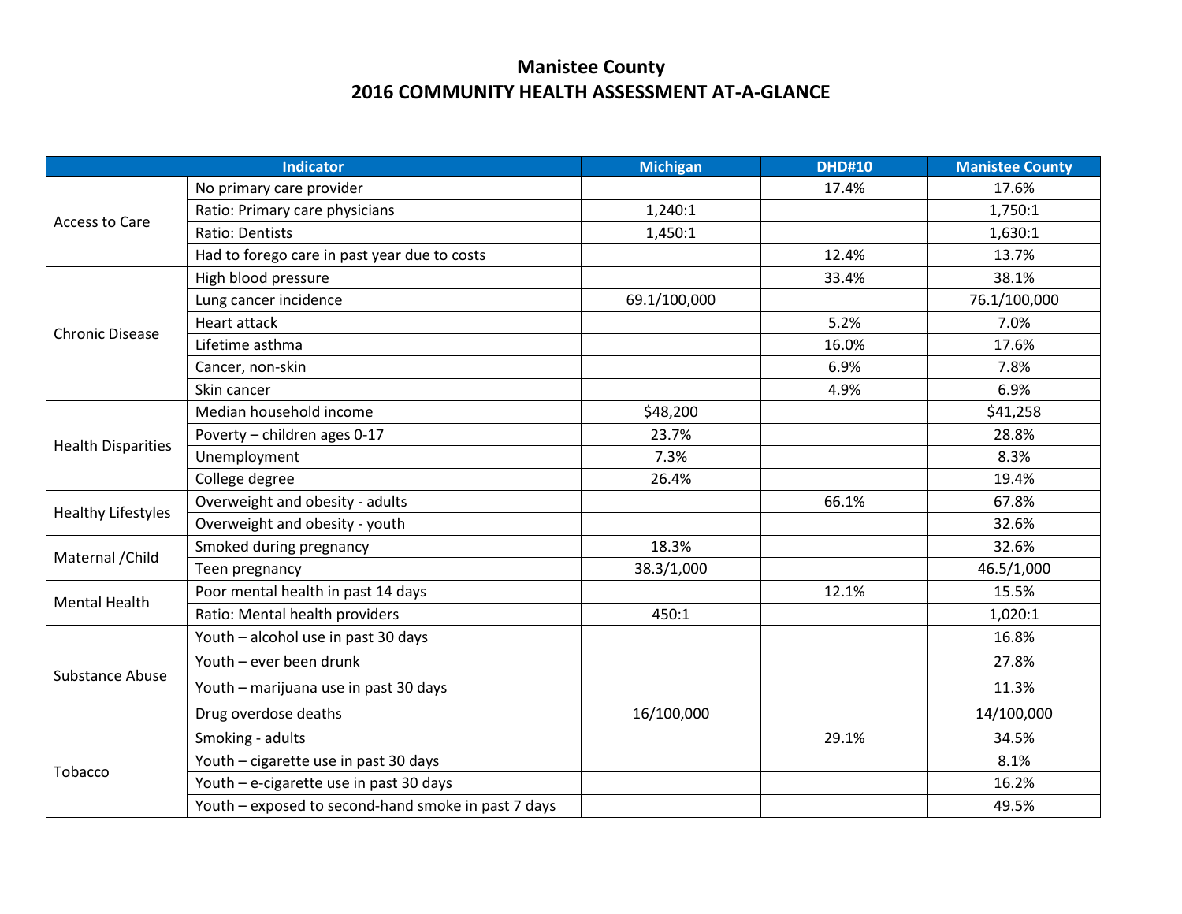# Manistee County
## 2016 COMMUNITY HEALTH ASSESSMENT AT-A-GLANCE

| Indicator | | Michigan | DHD#10 | Manistee County |
|---|---|---|---|---|
| Access to Care | No primary care provider | | 17.4% | 17.6% |
| | Ratio: Primary care physicians | 1,240:1 | | 1,750:1 |
| | Ratio: Dentists | 1,450:1 | | 1,630:1 |
| | Had to forego care in past year due to costs | | 12.4% | 13.7% |
| Chronic Disease | High blood pressure | | 33.4% | 38.1% |
| | Lung cancer incidence | 69.1/100,000 | | 76.1/100,000 |
| | Heart attack | | 5.2% | 7.0% |
| | Lifetime asthma | | 16.0% | 17.6% |
| | Cancer, non-skin | | 6.9% | 7.8% |
| | Skin cancer | | 4.9% | 6.9% |
| Health Disparities | Median household income | $48,200 | | $41,258 |
| | Poverty – children ages 0-17 | 23.7% | | 28.8% |
| | Unemployment | 7.3% | | 8.3% |
| | College degree | 26.4% | | 19.4% |
| Healthy Lifestyles | Overweight and obesity - adults | | 66.1% | 67.8% |
| | Overweight and obesity - youth | | | 32.6% |
| Maternal /Child | Smoked during pregnancy | 18.3% | | 32.6% |
| | Teen pregnancy | 38.3/1,000 | | 46.5/1,000 |
| Mental Health | Poor mental health in past 14 days | | 12.1% | 15.5% |
| | Ratio: Mental health providers | 450:1 | | 1,020:1 |
| Substance Abuse | Youth – alcohol use in past 30 days | | | 16.8% |
| | Youth – ever been drunk | | | 27.8% |
| | Youth – marijuana use in past 30 days | | | 11.3% |
| | Drug overdose deaths | 16/100,000 | | 14/100,000 |
| Tobacco | Smoking - adults | | 29.1% | 34.5% |
| | Youth – cigarette use in past 30 days | | | 8.1% |
| | Youth – e-cigarette use in past 30 days | | | 16.2% |
| | Youth – exposed to second-hand smoke in past 7 days | | | 49.5% |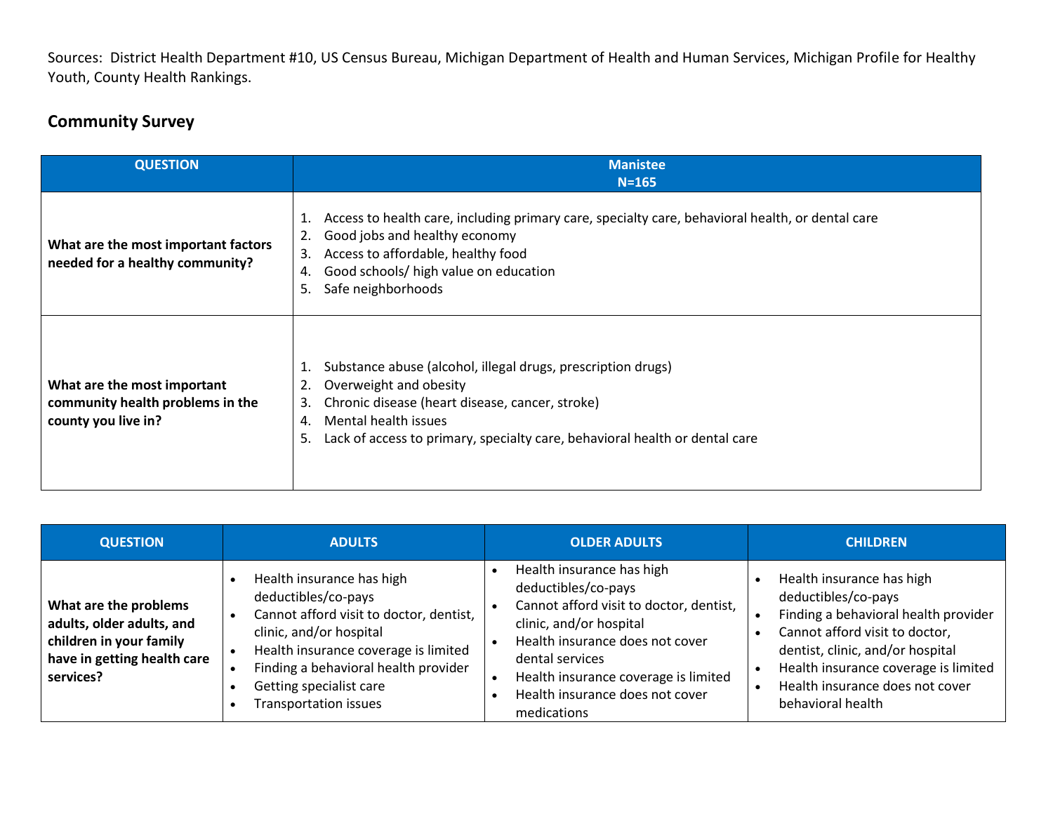Sources: District Health Department #10, US Census Bureau, Michigan Department of Health and Human Services, Michigan Profile for Healthy Youth, County Health Rankings.

## Community Survey

| QUESTION | Manistee N=165 |
| --- | --- |
| **What are the most important factors needed for a healthy community?** | 1. Access to health care, including primary care, specialty care, behavioral health, or dental care<br>2. Good jobs and healthy economy<br>3. Access to affordable, healthy food<br>4. Good schools/ high value on education<br>5. Safe neighborhoods |
| **What are the most important community health problems in the county you live in?** | 1. Substance abuse (alcohol, illegal drugs, prescription drugs)<br>2. Overweight and obesity<br>3. Chronic disease (heart disease, cancer, stroke)<br>4. Mental health issues<br>5. Lack of access to primary, specialty care, behavioral health or dental care |

| QUESTION | ADULTS | OLDER ADULTS | CHILDREN |
| --- | --- | --- | --- |
| **What are the problems adults, older adults, and children in your family have in getting health care services?** | • Health insurance has high deductibles/co-pays<br>• Cannot afford visit to doctor, dentist, clinic, and/or hospital<br>• Health insurance coverage is limited<br>• Finding a behavioral health provider<br>• Getting specialist care<br>• Transportation issues | • Health insurance has high deductibles/co-pays<br>• Cannot afford visit to doctor, dentist, clinic, and/or hospital<br>• Health insurance does not cover dental services<br>• Health insurance coverage is limited<br>• Health insurance does not cover medications | • Health insurance has high deductibles/co-pays<br>• Finding a behavioral health provider<br>• Cannot afford visit to doctor, dentist, clinic, and/or hospital<br>• Health insurance coverage is limited<br>• Health insurance does not cover behavioral health |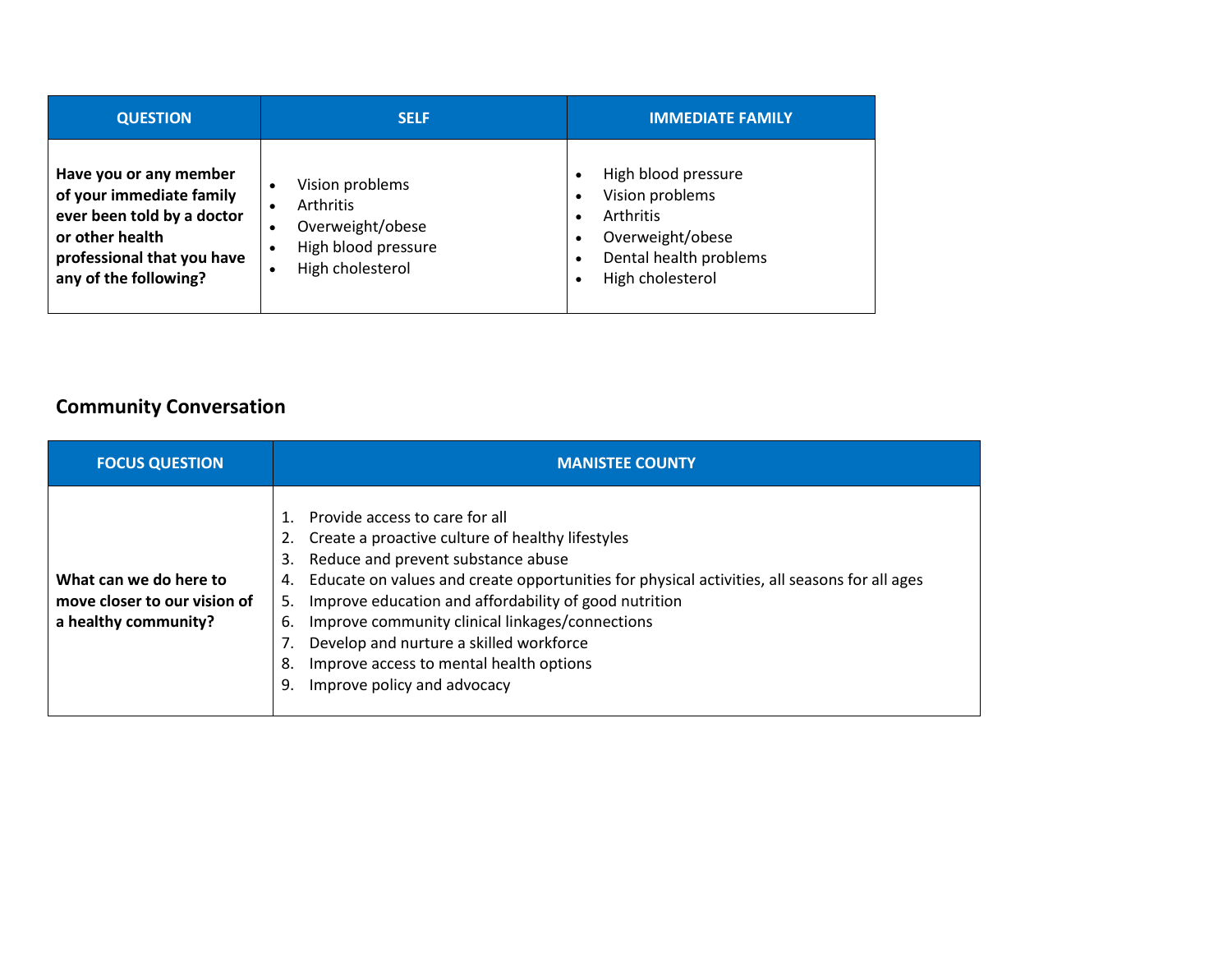| QUESTION | SELF | IMMEDIATE FAMILY |
|---|---|---|
| **Have you or any member of your immediate family ever been told by a doctor or other health professional that you have any of the following?** | • Vision problems<br>• Arthritis<br>• Overweight/obese<br>• High blood pressure<br>• High cholesterol | • High blood pressure<br>• Vision problems<br>• Arthritis<br>• Overweight/obese<br>• Dental health problems<br>• High cholesterol |

## Community Conversation

| FOCUS QUESTION | MANISTEE COUNTY |
|---|---|
| **What can we do here to move closer to our vision of a healthy community?** | 1. Provide access to care for all<br>2. Create a proactive culture of healthy lifestyles<br>3. Reduce and prevent substance abuse<br>4. Educate on values and create opportunities for physical activities, all seasons for all ages<br>5. Improve education and affordability of good nutrition<br>6. Improve community clinical linkages/connections<br>7. Develop and nurture a skilled workforce<br>8. Improve access to mental health options<br>9. Improve policy and advocacy |